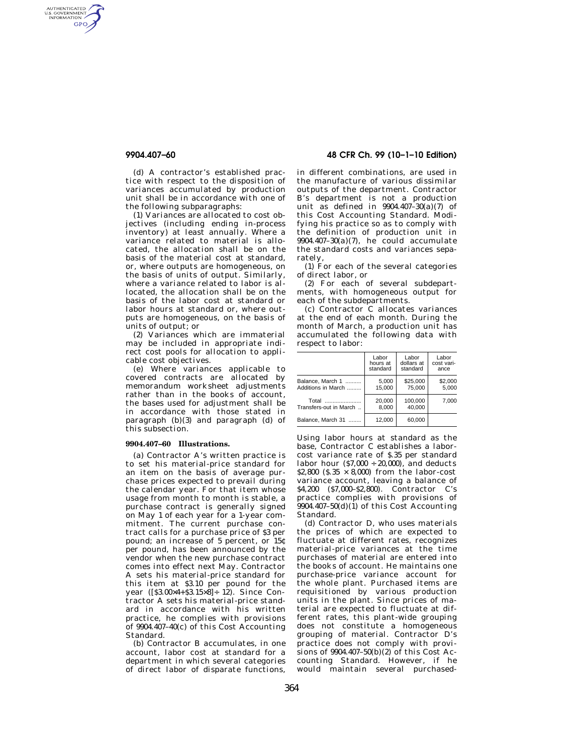(d) A contractor's established practice with respect to the disposition of variances accumulated by production unit shall be in accordance with one of the following subparagraphs:

(1) Variances are allocated to cost objectives (including ending in-process inventory) at least annually. Where a variance related to material is allocated, the allocation shall be on the basis of the material cost at standard, or, where outputs are homogeneous, on the basis of units of output. Similarly, where a variance related to labor is allocated, the allocation shall be on the basis of the labor cost at standard or labor hours at standard or, where outputs are homogeneous, on the basis of units of output; or

(2) Variances which are immaterial may be included in appropriate indirect cost pools for allocation to applicable cost objectives.

(e) Where variances applicable to covered contracts are allocated by memorandum worksheet adjustments rather than in the books of account, the bases used for adjustment shall be in accordance with those stated in paragraph (b)(3) and paragraph (d) of this subsection.

### 9904.407–60 Illustrations.

(a) Contractor A's written practice is to set his material-price standard for an item on the basis of average purchase prices expected to prevail during the calendar year. For that item whose usage from month to month is stable, a purchase contract is generally signed on May 1 of each year for a 1-year commitment. The current purchase contract calls for a purchase price of $3 per pound; an increase of 5 percent, or 15¢ per pound, has been announced by the vendor when the new purchase contract comes into effect next May. Contractor A sets his material-price standard for this item at $3.10 per pound for the year ([$3.00×4+$3.15×8]÷ 12). Since Contractor A sets his material-price standard in accordance with his written practice, he complies with provisions of 9904.407–40(c) of this Cost Accounting Standard.

(b) Contractor B accumulates, in one account, labor cost at standard for a department in which several categories of direct labor of disparate functions, in different combinations, are used in the manufacture of various dissimilar outputs of the department. Contractor B's department is not a production unit as defined in 9904.407–30(a)(7) of this Cost Accounting Standard. Modifying his practice so as to comply with the definition of production unit in 9904.407–30(a)(7), he could accumulate the standard costs and variances separately,

(1) For each of the several categories of direct labor, or

(2) For each of several subdepartments, with homogeneous output for each of the subdepartments.

(c) Contractor C allocates variances at the end of each month. During the month of March, a production unit has accumulated the following data with respect to labor:

| | Labor hours at standard | Labor dollars at standard | Labor cost variance |
|---|---|---|---|
| Balance, March 1 | 5,000 | $25,000 | $2,000 |
| Additions in March | 15,000 | 75,000 | 5,000 |
| Total | 20,000 | 100,000 | 7,000 |
| Transfers-out in March | 8,000 | 40,000 | |
| Balance, March 31 | 12,000 | 60,000 | |

Using labor hours at standard as the base, Contractor C establishes a labor-cost variance rate of $.35 per standard labor hour ($7,000 ÷ 20,000), and deducts $2,800 ($.35 × 8,000) from the labor-cost variance account, leaving a balance of $4,200 ($7,000–$2,800). Contractor C's practice complies with provisions of 9904.407–50(d)(1) of this Cost Accounting Standard.

(d) Contractor D, who uses materials the prices of which are expected to fluctuate at different rates, recognizes material-price variances at the time purchases of material are entered into the books of account. He maintains one purchase-price variance account for the whole plant. Purchased items are requisitioned by various production units in the plant. Since prices of material are expected to fluctuate at different rates, this plant-wide grouping does not constitute a homogeneous grouping of material. Contractor D's practice does not comply with provisions of 9904.407–50(b)(2) of this Cost Accounting Standard. However, if he would maintain several purchased-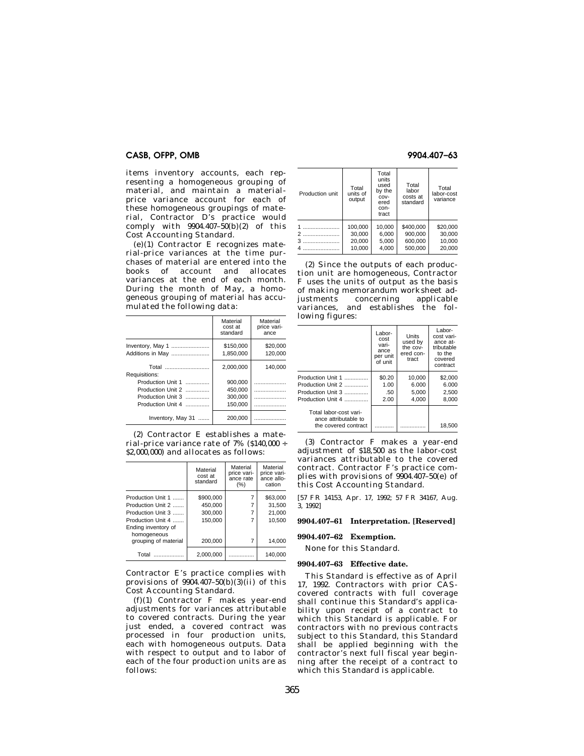items inventory accounts, each representing a homogeneous grouping of material, and maintain a material-price variance account for each of these homogeneous groupings of material, Contractor D's practice would comply with 9904.407–50(b)(2) of this Cost Accounting Standard.

(e)(1) Contractor E recognizes material-price variances at the time purchases of material are entered into the books of account and allocates variances at the end of each month. During the month of May, a homogeneous grouping of material has accumulated the following data:

| | Material cost at standard | Material price variance |
|---|---|---|
| Inventory, May 1 | $150,000 | $20,000 |
| Additions in May | 1,850,000 | 120,000 |
| Total | 2,000,000 | 140,000 |
| Requisitions: | | |
| Production Unit 1 | 900,000 | |
| Production Unit 2 | 450,000 | |
| Production Unit 3 | 300,000 | |
| Production Unit 4 | 150,000 | |
| Inventory, May 31 | 200,000 | |

(2) Contractor E establishes a material-price variance rate of 7% ($140,000 ÷ $2,000,000) and allocates as follows:

| | Material cost at standard | Material price variance rate (%) | Material price variance allocation |
|---|---|---|---|
| Production Unit 1 | $900,000 | 7 | $63,000 |
| Production Unit 2 | 450,000 | 7 | 31,500 |
| Production Unit 3 | 300,000 | 7 | 21,000 |
| Production Unit 4 | 150,000 | 7 | 10,500 |
| Ending inventory of homogeneous grouping of material | 200,000 | 7 | 14,000 |
| Total | 2,000,000 | | 140,000 |

Contractor E's practice complies with provisions of 9904.407–50(b)(3)(ii) of this Cost Accounting Standard.

(f)(1) Contractor F makes year-end adjustments for variances attributable to covered contracts. During the year just ended, a covered contract was processed in four production units, each with homogeneous outputs. Data with respect to output and to labor of each of the four production units are as follows:

| Production unit | Total units of output | Total units used by the covered contract | Total labor costs at standard | Total labor-cost variance |
|---|---|---|---|---|
| 1 | 100,000 | 10,000 | $400,000 | $20,000 |
| 2 | 30,000 | 6,000 | 900,000 | 30,000 |
| 3 | 20,000 | 5,000 | 600,000 | 10,000 |
| 4 | 10,000 | 4,000 | 500,000 | 20,000 |

(2) Since the outputs of each production unit are homogeneous, Contractor F uses the units of output as the basis of making memorandum worksheet adjustments concerning applicable variances, and establishes the following figures:

| | Labor-cost variance per unit of unit | Units used by the covered contract | Labor-cost variance attributable to the covered contract |
|---|---|---|---|
| Production Unit 1 | $0.20 | 10,000 | $2,000 |
| Production Unit 2 | 1.00 | 6,000 | 6,000 |
| Production Unit 3 | .50 | 5,000 | 2,500 |
| Production Unit 4 | 2.00 | 4,000 | 8,000 |
| Total labor-cost variance attributable to the covered contract | | | 18,500 |

(3) Contractor F makes a year-end adjustment of $18,500 as the labor-cost variances attributable to the covered contract. Contractor F's practice complies with provisions of 9904.407–50(e) of this Cost Accounting Standard.

[57 FR 14153, Apr. 17, 1992; 57 FR 34167, Aug. 3, 1992]

### 9904.407–61 Interpretation. [Reserved]

### 9904.407–62 Exemption.

None for this Standard.

### 9904.407–63 Effective date.

This Standard is effective as of April 17, 1992. Contractors with prior CAS-covered contracts with full coverage shall continue this Standard's applicability upon receipt of a contract to which this Standard is applicable. For contractors with no previous contracts subject to this Standard, this Standard shall be applied beginning with the contractor's next full fiscal year beginning after the receipt of a contract to which this Standard is applicable.